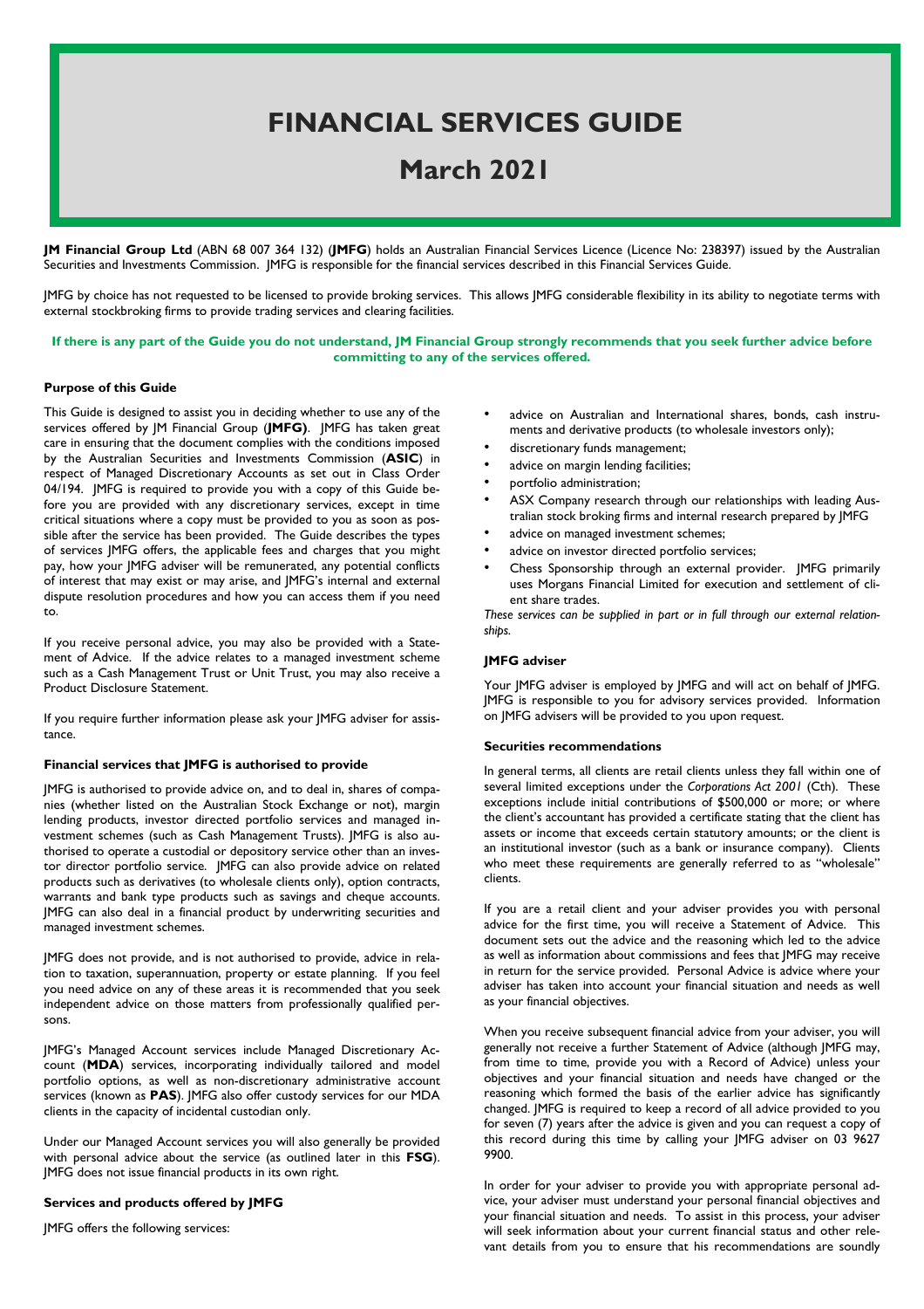# FINANCIAL SERVICES GUIDE

# March 2021

**JM Financial Group Ltd** (ABN 68 007 364 132) (**JMFG**) holds an Australian Financial Services Licence (Licence No: 238397) issued by the Australian Securities and Investments Commission. JMFG is responsible for the financial services described in this Financial Services Guide.

JMFG by choice has not requested to be licensed to provide broking services. This allows JMFG considerable flexibility in its ability to negotiate terms with external stockbroking firms to provide trading services and clearing facilities.

**If there is any part of the Guide you do not understand, JM Financial Group strongly recommends that you seek further advice before committing to any of the services offered.**

### Purpose of this Guide

This Guide is designed to assist you in deciding whether to use any of the services offered by JM Financial Group (**JMFG**). JMFG has taken great care in ensuring that the document complies with the conditions imposed by the Australian Securities and Investments Commission (**ASIC**) in respect of Managed Discretionary Accounts as set out in Class Order 04/194. JMFG is required to provide you with a copy of this Guide before you are provided with any discretionary services, except in time critical situations where a copy must be provided to you as soon as possible after the service has been provided. The Guide describes the types of services JMFG offers, the applicable fees and charges that you might pay, how your JMFG adviser will be remunerated, any potential conflicts of interest that may exist or may arise, and JMFG's internal and external dispute resolution procedures and how you can access them if you need to.

If you receive personal advice, you may also be provided with a Statement of Advice. If the advice relates to a managed investment scheme such as a Cash Management Trust or Unit Trust, you may also receive a Product Disclosure Statement.

If you require further information please ask your JMFG adviser for assistance.

### Financial services that JMFG is authorised to provide

JMFG is authorised to provide advice on, and to deal in, shares of companies (whether listed on the Australian Stock Exchange or not), margin lending products, investor directed portfolio services and managed investment schemes (such as Cash Management Trusts). JMFG is also authorised to operate a custodial or depository service other than an investor director portfolio service. JMFG can also provide advice on related products such as derivatives (to wholesale clients only), option contracts, warrants and bank type products such as savings and cheque accounts. JMFG can also deal in a financial product by underwriting securities and managed investment schemes.

JMFG does not provide, and is not authorised to provide, advice in relation to taxation, superannuation, property or estate planning. If you feel you need advice on any of these areas it is recommended that you seek independent advice on those matters from professionally qualified persons.

JMFG's Managed Account services include Managed Discretionary Account (**MDA**) services, incorporating individually tailored and model portfolio options, as well as non-discretionary administrative account services (known as **PAS**). JMFG also offer custody services for our MDA clients in the capacity of incidental custodian only.

Under our Managed Account services you will also generally be provided with personal advice about the service (as outlined later in this **FSG**). JMFG does not issue financial products in its own right.

### Services and products offered by JMFG

JMFG offers the following services:

- advice on Australian and International shares, bonds, cash instruments and derivative products (to wholesale investors only);
- discretionary funds management;
- advice on margin lending facilities;
- portfolio administration;
- ASX Company research through our relationships with leading Australian stock broking firms and internal research prepared by JMFG
- advice on managed investment schemes;
- advice on investor directed portfolio services;
- Chess Sponsorship through an external provider. JMFG primarily uses Morgans Financial Limited for execution and settlement of client share trades.

*These services can be supplied in part or in full through our external relationships.*

### JMFG adviser

Your JMFG adviser is employed by JMFG and will act on behalf of JMFG. JMFG is responsible to you for advisory services provided. Information on JMFG advisers will be provided to you upon request.

### Securities recommendations

In general terms, all clients are retail clients unless they fall within one of several limited exceptions under the *Corporations Act 2001* (Cth). These exceptions include initial contributions of $500,000 or more; or where the client's accountant has provided a certificate stating that the client has assets or income that exceeds certain statutory amounts; or the client is an institutional investor (such as a bank or insurance company). Clients who meet these requirements are generally referred to as "wholesale" clients.

If you are a retail client and your adviser provides you with personal advice for the first time, you will receive a Statement of Advice. This document sets out the advice and the reasoning which led to the advice as well as information about commissions and fees that JMFG may receive in return for the service provided. Personal Advice is advice where your adviser has taken into account your financial situation and needs as well as your financial objectives.

When you receive subsequent financial advice from your adviser, you will generally not receive a further Statement of Advice (although JMFG may, from time to time, provide you with a Record of Advice) unless your objectives and your financial situation and needs have changed or the reasoning which formed the basis of the earlier advice has significantly changed. JMFG is required to keep a record of all advice provided to you for seven (7) years after the advice is given and you can request a copy of this record during this time by calling your JMFG adviser on 03 9627 9900.

In order for your adviser to provide you with appropriate personal advice, your adviser must understand your personal financial objectives and your financial situation and needs. To assist in this process, your adviser will seek information about your current financial status and other relevant details from you to ensure that his recommendations are soundly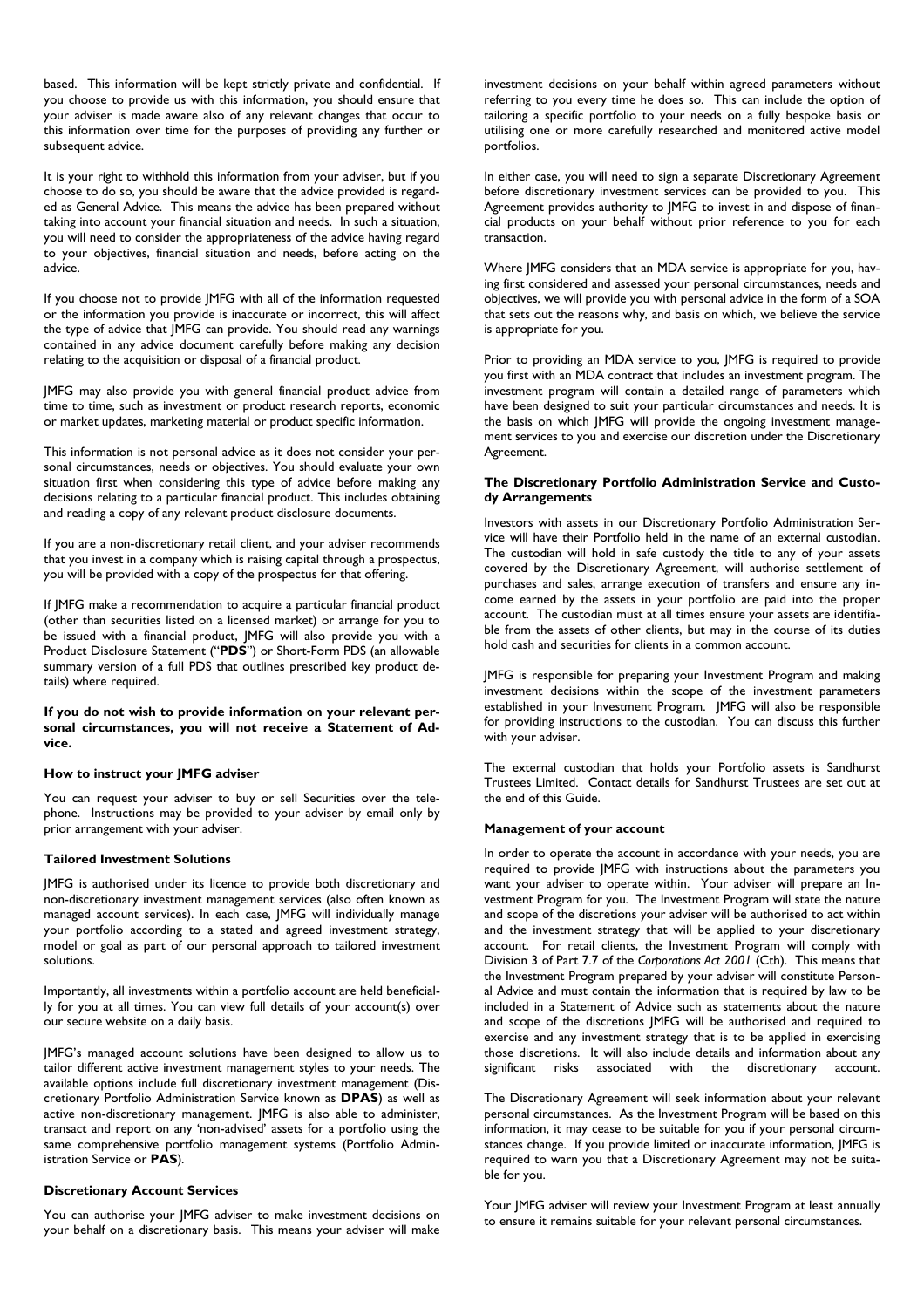based. This information will be kept strictly private and confidential. If you choose to provide us with this information, you should ensure that your adviser is made aware also of any relevant changes that occur to this information over time for the purposes of providing any further or subsequent advice.

It is your right to withhold this information from your adviser, but if you choose to do so, you should be aware that the advice provided is regarded as General Advice. This means the advice has been prepared without taking into account your financial situation and needs. In such a situation, you will need to consider the appropriateness of the advice having regard to your objectives, financial situation and needs, before acting on the advice.

If you choose not to provide JMFG with all of the information requested or the information you provide is inaccurate or incorrect, this will affect the type of advice that JMFG can provide. You should read any warnings contained in any advice document carefully before making any decision relating to the acquisition or disposal of a financial product.

JMFG may also provide you with general financial product advice from time to time, such as investment or product research reports, economic or market updates, marketing material or product specific information.

This information is not personal advice as it does not consider your personal circumstances, needs or objectives. You should evaluate your own situation first when considering this type of advice before making any decisions relating to a particular financial product. This includes obtaining and reading a copy of any relevant product disclosure documents.

If you are a non-discretionary retail client, and your adviser recommends that you invest in a company which is raising capital through a prospectus, you will be provided with a copy of the prospectus for that offering.

If JMFG make a recommendation to acquire a particular financial product (other than securities listed on a licensed market) or arrange for you to be issued with a financial product, JMFG will also provide you with a Product Disclosure Statement ("**PDS**") or Short-Form PDS (an allowable summary version of a full PDS that outlines prescribed key product details) where required.

**If you do not wish to provide information on your relevant personal circumstances, you will not receive a Statement of Advice.**

#### How to instruct your JMFG adviser

You can request your adviser to buy or sell Securities over the telephone. Instructions may be provided to your adviser by email only by prior arrangement with your adviser.

#### Tailored Investment Solutions

JMFG is authorised under its licence to provide both discretionary and non-discretionary investment management services (also often known as managed account services). In each case, JMFG will individually manage your portfolio according to a stated and agreed investment strategy, model or goal as part of our personal approach to tailored investment solutions.

Importantly, all investments within a portfolio account are held beneficially for you at all times. You can view full details of your account(s) over our secure website on a daily basis.

JMFG's managed account solutions have been designed to allow us to tailor different active investment management styles to your needs. The available options include full discretionary investment management (Discretionary Portfolio Administration Service known as **DPAS**) as well as active non-discretionary management. JMFG is also able to administer, transact and report on any 'non-advised' assets for a portfolio using the same comprehensive portfolio management systems (Portfolio Administration Service or **PAS**).

#### Discretionary Account Services

You can authorise your JMFG adviser to make investment decisions on your behalf on a discretionary basis. This means your adviser will make investment decisions on your behalf within agreed parameters without referring to you every time he does so. This can include the option of tailoring a specific portfolio to your needs on a fully bespoke basis or utilising one or more carefully researched and monitored active model portfolios.

In either case, you will need to sign a separate Discretionary Agreement before discretionary investment services can be provided to you. This Agreement provides authority to JMFG to invest in and dispose of financial products on your behalf without prior reference to you for each transaction.

Where JMFG considers that an MDA service is appropriate for you, having first considered and assessed your personal circumstances, needs and objectives, we will provide you with personal advice in the form of a SOA that sets out the reasons why, and basis on which, we believe the service is appropriate for you.

Prior to providing an MDA service to you, JMFG is required to provide you first with an MDA contract that includes an investment program. The investment program will contain a detailed range of parameters which have been designed to suit your particular circumstances and needs. It is the basis on which JMFG will provide the ongoing investment management services to you and exercise our discretion under the Discretionary Agreement.

#### The Discretionary Portfolio Administration Service and Custody Arrangements

Investors with assets in our Discretionary Portfolio Administration Service will have their Portfolio held in the name of an external custodian. The custodian will hold in safe custody the title to any of your assets covered by the Discretionary Agreement, will authorise settlement of purchases and sales, arrange execution of transfers and ensure any income earned by the assets in your portfolio are paid into the proper account. The custodian must at all times ensure your assets are identifiable from the assets of other clients, but may in the course of its duties hold cash and securities for clients in a common account.

JMFG is responsible for preparing your Investment Program and making investment decisions within the scope of the investment parameters established in your Investment Program. JMFG will also be responsible for providing instructions to the custodian. You can discuss this further with your adviser.

The external custodian that holds your Portfolio assets is Sandhurst Trustees Limited. Contact details for Sandhurst Trustees are set out at the end of this Guide.

#### Management of your account

In order to operate the account in accordance with your needs, you are required to provide JMFG with instructions about the parameters you want your adviser to operate within. Your adviser will prepare an Investment Program for you. The Investment Program will state the nature and scope of the discretions your adviser will be authorised to act within and the investment strategy that will be applied to your discretionary account. For retail clients, the Investment Program will comply with Division 3 of Part 7.7 of the *Corporations Act 2001* (Cth). This means that the Investment Program prepared by your adviser will constitute Personal Advice and must contain the information that is required by law to be included in a Statement of Advice such as statements about the nature and scope of the discretions JMFG will be authorised and required to exercise and any investment strategy that is to be applied in exercising those discretions. It will also include details and information about any significant risks associated with the discretionary account.

The Discretionary Agreement will seek information about your relevant personal circumstances. As the Investment Program will be based on this information, it may cease to be suitable for you if your personal circumstances change. If you provide limited or inaccurate information, JMFG is required to warn you that a Discretionary Agreement may not be suitable for you.

Your JMFG adviser will review your Investment Program at least annually to ensure it remains suitable for your relevant personal circumstances.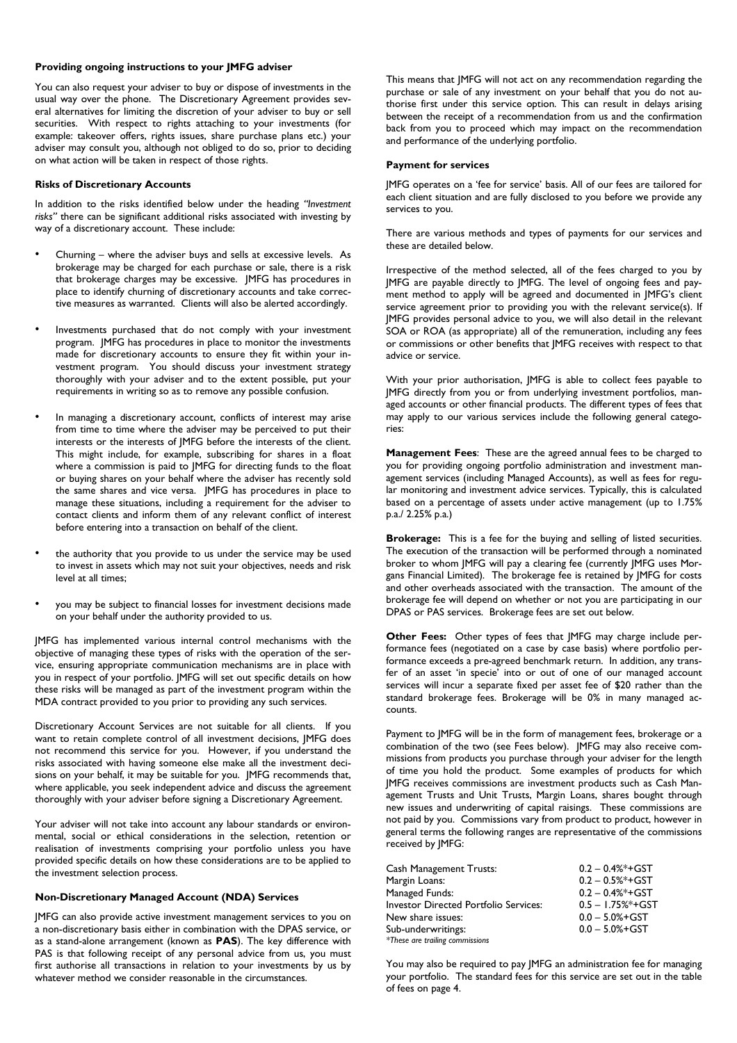**Providing ongoing instructions to your JMFG adviser**

You can also request your adviser to buy or dispose of investments in the usual way over the phone. The Discretionary Agreement provides several alternatives for limiting the discretion of your adviser to buy or sell securities. With respect to rights attaching to your investments (for example: takeover offers, rights issues, share purchase plans etc.) your adviser may consult you, although not obliged to do so, prior to deciding on what action will be taken in respect of those rights.

**Risks of Discretionary Accounts**

In addition to the risks identified below under the heading *"Investment risks"* there can be significant additional risks associated with investing by way of a discretionary account. These include:

- Churning – where the adviser buys and sells at excessive levels. As brokerage may be charged for each purchase or sale, there is a risk that brokerage charges may be excessive. JMFG has procedures in place to identify churning of discretionary accounts and take corrective measures as warranted. Clients will also be alerted accordingly.
- Investments purchased that do not comply with your investment program. JMFG has procedures in place to monitor the investments made for discretionary accounts to ensure they fit within your investment program. You should discuss your investment strategy thoroughly with your adviser and to the extent possible, put your requirements in writing so as to remove any possible confusion.
- In managing a discretionary account, conflicts of interest may arise from time to time where the adviser may be perceived to put their interests or the interests of JMFG before the interests of the client. This might include, for example, subscribing for shares in a float where a commission is paid to JMFG for directing funds to the float or buying shares on your behalf where the adviser has recently sold the same shares and vice versa. JMFG has procedures in place to manage these situations, including a requirement for the adviser to contact clients and inform them of any relevant conflict of interest before entering into a transaction on behalf of the client.
- the authority that you provide to us under the service may be used to invest in assets which may not suit your objectives, needs and risk level at all times;
- you may be subject to financial losses for investment decisions made on your behalf under the authority provided to us.

JMFG has implemented various internal control mechanisms with the objective of managing these types of risks with the operation of the service, ensuring appropriate communication mechanisms are in place with you in respect of your portfolio. JMFG will set out specific details on how these risks will be managed as part of the investment program within the MDA contract provided to you prior to providing any such services.

Discretionary Account Services are not suitable for all clients. If you want to retain complete control of all investment decisions, JMFG does not recommend this service for you. However, if you understand the risks associated with having someone else make all the investment decisions on your behalf, it may be suitable for you. JMFG recommends that, where applicable, you seek independent advice and discuss the agreement thoroughly with your adviser before signing a Discretionary Agreement.

Your adviser will not take into account any labour standards or environmental, social or ethical considerations in the selection, retention or realisation of investments comprising your portfolio unless you have provided specific details on how these considerations are to be applied to the investment selection process.

**Non-Discretionary Managed Account (NDA) Services**

JMFG can also provide active investment management services to you on a non-discretionary basis either in combination with the DPAS service, or as a stand-alone arrangement (known as **PAS**). The key difference with PAS is that following receipt of any personal advice from us, you must first authorise all transactions in relation to your investments by us by whatever method we consider reasonable in the circumstances.

This means that JMFG will not act on any recommendation regarding the purchase or sale of any investment on your behalf that you do not authorise first under this service option. This can result in delays arising between the receipt of a recommendation from us and the confirmation back from you to proceed which may impact on the recommendation and performance of the underlying portfolio.

**Payment for services**

JMFG operates on a 'fee for service' basis. All of our fees are tailored for each client situation and are fully disclosed to you before we provide any services to you.

There are various methods and types of payments for our services and these are detailed below.

Irrespective of the method selected, all of the fees charged to you by JMFG are payable directly to JMFG. The level of ongoing fees and payment method to apply will be agreed and documented in JMFG's client service agreement prior to providing you with the relevant service(s). If JMFG provides personal advice to you, we will also detail in the relevant SOA or ROA (as appropriate) all of the remuneration, including any fees or commissions or other benefits that JMFG receives with respect to that advice or service.

With your prior authorisation, JMFG is able to collect fees payable to JMFG directly from you or from underlying investment portfolios, managed accounts or other financial products. The different types of fees that may apply to our various services include the following general categories:

**Management Fees**: These are the agreed annual fees to be charged to you for providing ongoing portfolio administration and investment management services (including Managed Accounts), as well as fees for regular monitoring and investment advice services. Typically, this is calculated based on a percentage of assets under active management (up to 1.75% p.a./ 2.25% p.a.)

**Brokerage:** This is a fee for the buying and selling of listed securities. The execution of the transaction will be performed through a nominated broker to whom JMFG will pay a clearing fee (currently JMFG uses Morgans Financial Limited). The brokerage fee is retained by JMFG for costs and other overheads associated with the transaction. The amount of the brokerage fee will depend on whether or not you are participating in our DPAS or PAS services. Brokerage fees are set out below.

**Other Fees:** Other types of fees that JMFG may charge include performance fees (negotiated on a case by case basis) where portfolio performance exceeds a pre-agreed benchmark return. In addition, any transfer of an asset 'in specie' into or out of one of our managed account services will incur a separate fixed per asset fee of $20 rather than the standard brokerage fees. Brokerage will be 0% in many managed accounts.

Payment to JMFG will be in the form of management fees, brokerage or a combination of the two (see Fees below). JMFG may also receive commissions from products you purchase through your adviser for the length of time you hold the product. Some examples of products for which JMFG receives commissions are investment products such as Cash Management Trusts and Unit Trusts, Margin Loans, shares bought through new issues and underwriting of capital raisings. These commissions are not paid by you. Commissions vary from product to product, however in general terms the following ranges are representative of the commissions received by JMFG:

| | |
|---|---|
| Cash Management Trusts: | 0.2 – 0.4%*+GST |
| Margin Loans: | 0.2 – 0.5%*+GST |
| Managed Funds: | 0.2 – 0.4%*+GST |
| Investor Directed Portfolio Services: | 0.5 – 1.75%*+GST |
| New share issues: | 0.0 – 5.0%+GST |
| Sub-underwritings: | 0.0 – 5.0%+GST |

*\*These are trailing commissions*

You may also be required to pay JMFG an administration fee for managing your portfolio. The standard fees for this service are set out in the table of fees on page 4.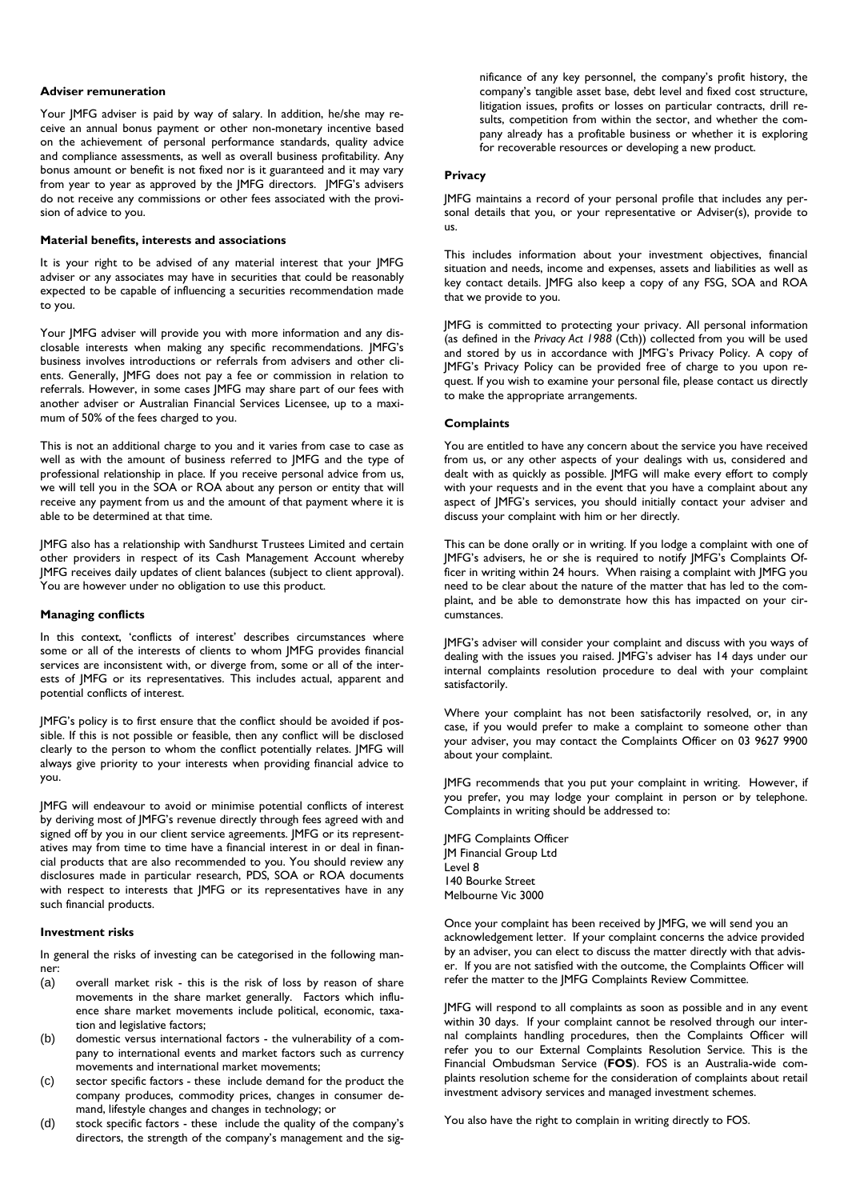#### Adviser remuneration

Your JMFG adviser is paid by way of salary. In addition, he/she may receive an annual bonus payment or other non-monetary incentive based on the achievement of personal performance standards, quality advice and compliance assessments, as well as overall business profitability. Any bonus amount or benefit is not fixed nor is it guaranteed and it may vary from year to year as approved by the JMFG directors. JMFG's advisers do not receive any commissions or other fees associated with the provision of advice to you.

#### Material benefits, interests and associations

It is your right to be advised of any material interest that your JMFG adviser or any associates may have in securities that could be reasonably expected to be capable of influencing a securities recommendation made to you.

Your JMFG adviser will provide you with more information and any disclosable interests when making any specific recommendations. JMFG's business involves introductions or referrals from advisers and other clients. Generally, JMFG does not pay a fee or commission in relation to referrals. However, in some cases JMFG may share part of our fees with another adviser or Australian Financial Services Licensee, up to a maximum of 50% of the fees charged to you.

This is not an additional charge to you and it varies from case to case as well as with the amount of business referred to JMFG and the type of professional relationship in place. If you receive personal advice from us, we will tell you in the SOA or ROA about any person or entity that will receive any payment from us and the amount of that payment where it is able to be determined at that time.

JMFG also has a relationship with Sandhurst Trustees Limited and certain other providers in respect of its Cash Management Account whereby JMFG receives daily updates of client balances (subject to client approval). You are however under no obligation to use this product.

#### Managing conflicts

In this context, 'conflicts of interest' describes circumstances where some or all of the interests of clients to whom JMFG provides financial services are inconsistent with, or diverge from, some or all of the interests of JMFG or its representatives. This includes actual, apparent and potential conflicts of interest.

JMFG's policy is to first ensure that the conflict should be avoided if possible. If this is not possible or feasible, then any conflict will be disclosed clearly to the person to whom the conflict potentially relates. JMFG will always give priority to your interests when providing financial advice to you.

JMFG will endeavour to avoid or minimise potential conflicts of interest by deriving most of JMFG's revenue directly through fees agreed with and signed off by you in our client service agreements. JMFG or its representatives may from time to time have a financial interest in or deal in financial products that are also recommended to you. You should review any disclosures made in particular research, PDS, SOA or ROA documents with respect to interests that JMFG or its representatives have in any such financial products.

#### Investment risks

In general the risks of investing can be categorised in the following manner:

(a) overall market risk - this is the risk of loss by reason of share movements in the share market generally. Factors which influence share market movements include political, economic, taxation and legislative factors;

(b) domestic versus international factors - the vulnerability of a company to international events and market factors such as currency movements and international market movements;

(c) sector specific factors - these include demand for the product the company produces, commodity prices, changes in consumer demand, lifestyle changes and changes in technology; or

(d) stock specific factors - these include the quality of the company's directors, the strength of the company's management and the significance of any key personnel, the company's profit history, the company's tangible asset base, debt level and fixed cost structure, litigation issues, profits or losses on particular contracts, drill results, competition from within the sector, and whether the company already has a profitable business or whether it is exploring for recoverable resources or developing a new product.

#### Privacy

JMFG maintains a record of your personal profile that includes any personal details that you, or your representative or Adviser(s), provide to us.

This includes information about your investment objectives, financial situation and needs, income and expenses, assets and liabilities as well as key contact details. JMFG also keep a copy of any FSG, SOA and ROA that we provide to you.

JMFG is committed to protecting your privacy. All personal information (as defined in the *Privacy Act 1988* (Cth)) collected from you will be used and stored by us in accordance with JMFG's Privacy Policy. A copy of JMFG's Privacy Policy can be provided free of charge to you upon request. If you wish to examine your personal file, please contact us directly to make the appropriate arrangements.

#### Complaints

You are entitled to have any concern about the service you have received from us, or any other aspects of your dealings with us, considered and dealt with as quickly as possible. JMFG will make every effort to comply with your requests and in the event that you have a complaint about any aspect of JMFG's services, you should initially contact your adviser and discuss your complaint with him or her directly.

This can be done orally or in writing. If you lodge a complaint with one of JMFG's advisers, he or she is required to notify JMFG's Complaints Officer in writing within 24 hours. When raising a complaint with JMFG you need to be clear about the nature of the matter that has led to the complaint, and be able to demonstrate how this has impacted on your circumstances.

JMFG's adviser will consider your complaint and discuss with you ways of dealing with the issues you raised. JMFG's adviser has 14 days under our internal complaints resolution procedure to deal with your complaint satisfactorily.

Where your complaint has not been satisfactorily resolved, or, in any case, if you would prefer to make a complaint to someone other than your adviser, you may contact the Complaints Officer on 03 9627 9900 about your complaint.

JMFG recommends that you put your complaint in writing. However, if you prefer, you may lodge your complaint in person or by telephone. Complaints in writing should be addressed to:

JMFG Complaints Officer  
JM Financial Group Ltd  
Level 8  
140 Bourke Street  
Melbourne Vic 3000

Once your complaint has been received by JMFG, we will send you an acknowledgement letter. If your complaint concerns the advice provided by an adviser, you can elect to discuss the matter directly with that adviser. If you are not satisfied with the outcome, the Complaints Officer will refer the matter to the JMFG Complaints Review Committee.

JMFG will respond to all complaints as soon as possible and in any event within 30 days. If your complaint cannot be resolved through our internal complaints handling procedures, then the Complaints Officer will refer you to our External Complaints Resolution Service. This is the Financial Ombudsman Service (**FOS**). FOS is an Australia-wide complaints resolution scheme for the consideration of complaints about retail investment advisory services and managed investment schemes.

You also have the right to complain in writing directly to FOS.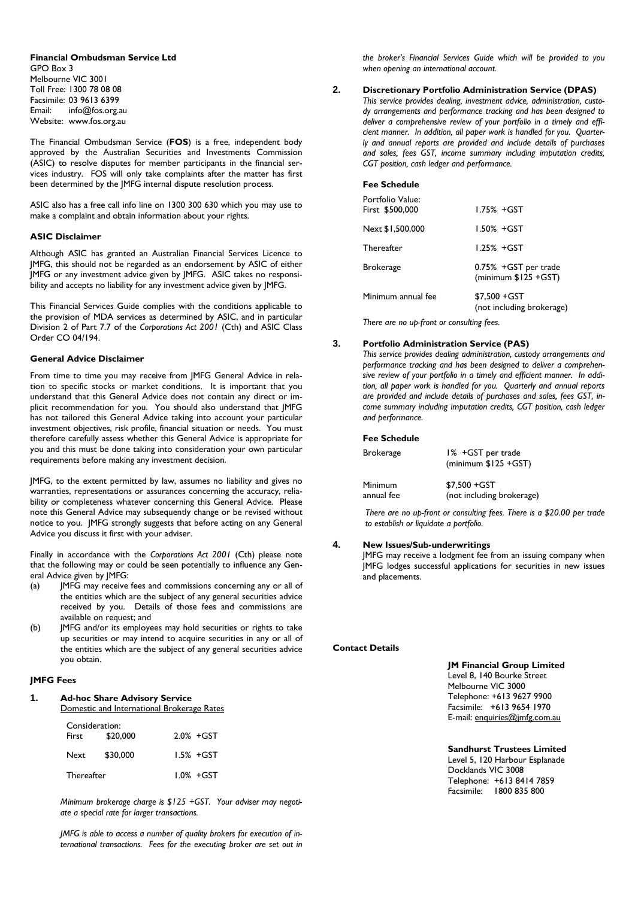**Financial Ombudsman Service Ltd**
GPO Box 3
Melbourne VIC 3001
Toll Free: 1300 78 08 08
Facsimile: 03 9613 6399
Email: info@fos.org.au
Website: www.fos.org.au

The Financial Ombudsman Service (**FOS**) is a free, independent body approved by the Australian Securities and Investments Commission (ASIC) to resolve disputes for member participants in the financial services industry. FOS will only take complaints after the matter has first been determined by the JMFG internal dispute resolution process.

ASIC also has a free call info line on 1300 300 630 which you may use to make a complaint and obtain information about your rights.

### ASIC Disclaimer

Although ASIC has granted an Australian Financial Services Licence to JMFG, this should not be regarded as an endorsement by ASIC of either JMFG or any investment advice given by JMFG. ASIC takes no responsibility and accepts no liability for any investment advice given by JMFG.

This Financial Services Guide complies with the conditions applicable to the provision of MDA services as determined by ASIC, and in particular Division 2 of Part 7.7 of the *Corporations Act 2001* (Cth) and ASIC Class Order CO 04/194.

### General Advice Disclaimer

From time to time you may receive from JMFG General Advice in relation to specific stocks or market conditions. It is important that you understand that this General Advice does not contain any direct or implicit recommendation for you. You should also understand that JMFG has not tailored this General Advice taking into account your particular investment objectives, risk profile, financial situation or needs. You must therefore carefully assess whether this General Advice is appropriate for you and this must be done taking into consideration your own particular requirements before making any investment decision.

JMFG, to the extent permitted by law, assumes no liability and gives no warranties, representations or assurances concerning the accuracy, reliability or completeness whatever concerning this General Advice. Please note this General Advice may subsequently change or be revised without notice to you. JMFG strongly suggests that before acting on any General Advice you discuss it first with your adviser.

Finally in accordance with the *Corporations Act 2001* (Cth) please note that the following may or could be seen potentially to influence any General Advice given by JMFG:

(a) JMFG may receive fees and commissions concerning any or all of the entities which are the subject of any general securities advice received by you. Details of those fees and commissions are available on request; and
(b) JMFG and/or its employees may hold securities or rights to take up securities or may intend to acquire securities in any or all of the entities which are the subject of any general securities advice you obtain.

### JMFG Fees

**1. Ad-hoc Share Advisory Service**

Domestic and International Brokerage Rates

| Consideration: | | |
|---|---|---|
| First | $20,000 | 2.0% +GST |
| Next | $30,000 | 1.5% +GST |
| Thereafter | | 1.0% +GST |

*Minimum brokerage charge is $125 +GST. Your adviser may negotiate a special rate for larger transactions.*

*JMFG is able to access a number of quality brokers for execution of international transactions. Fees for the executing broker are set out in the broker's Financial Services Guide which will be provided to you when opening an international account.*

**2. Discretionary Portfolio Administration Service (DPAS)**

*This service provides dealing, investment advice, administration, custody arrangements and performance tracking and has been designed to deliver a comprehensive review of your portfolio in a timely and efficient manner. In addition, all paper work is handled for you. Quarterly and annual reports are provided and include details of purchases and sales, fees GST, income summary including imputation credits, CGT position, cash ledger and performance.*

**Fee Schedule**

| Portfolio Value: | |
|---|---|
| First $500,000 | 1.75% +GST |
| Next $1,500,000 | 1.50% +GST |
| Thereafter | 1.25% +GST |
| Brokerage | 0.75% +GST per trade (minimum $125 +GST) |
| Minimum annual fee | $7,500 +GST (not including brokerage) |

*There are no up-front or consulting fees.*

**3. Portfolio Administration Service (PAS)**

*This service provides dealing administration, custody arrangements and performance tracking and has been designed to deliver a comprehensive review of your portfolio in a timely and efficient manner. In addition, all paper work is handled for you. Quarterly and annual reports are provided and include details of purchases and sales, fees GST, income summary including imputation credits, CGT position, cash ledger and performance.*

**Fee Schedule**

| | |
|---|---|
| Brokerage | 1% +GST per trade (minimum $125 +GST) |
| Minimum annual fee | $7,500 +GST (not including brokerage) |

*There are no up-front or consulting fees. There is a $20.00 per trade to establish or liquidate a portfolio.*

**4. New Issues/Sub-underwritings**

JMFG may receive a lodgment fee from an issuing company when JMFG lodges successful applications for securities in new issues and placements.

### Contact Details

**JM Financial Group Limited**
Level 8, 140 Bourke Street
Melbourne VIC 3000
Telephone: +613 9627 9900
Facsimile: +613 9654 1970
E-mail: enquiries@jmfg.com.au

**Sandhurst Trustees Limited**
Level 5, 120 Harbour Esplanade
Docklands VIC 3008
Telephone: +613 8414 7859
Facsimile: 1800 835 800